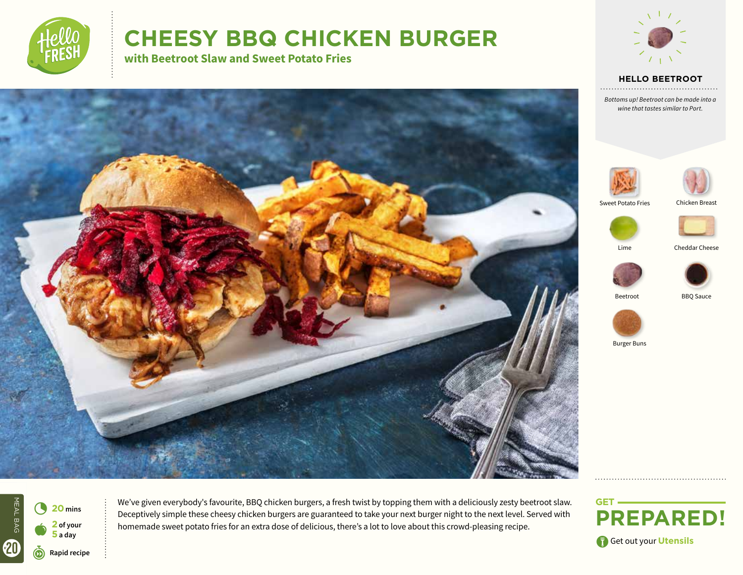# CHEESY BBQ CHICKEN BURGER

## with Beetroot Slaw and Sweet Potato Fries

### HELLO BEETROOT

*Bottoms up! Beetroot can be made into a wine that tastes similar to Port.*

- Sweet Potato Fries
- Chicken Breast
- Lime
- Cheddar Cheese
- Beetroot
- BBQ Sauce
- Burger Buns

MEAL BAG 20

**20** mins

**2** of your **5** a day

**Rapid recipe**

We've given everybody's favourite, BBQ chicken burgers, a fresh twist by topping them with a deliciously zesty beetroot slaw. Deceptively simple these cheesy chicken burgers are guaranteed to take your next burger night to the next level. Served with homemade sweet potato fries for an extra dose of delicious, there's a lot to love about this crowd-pleasing recipe.

## GET PREPARED!

Get out your **Utensils**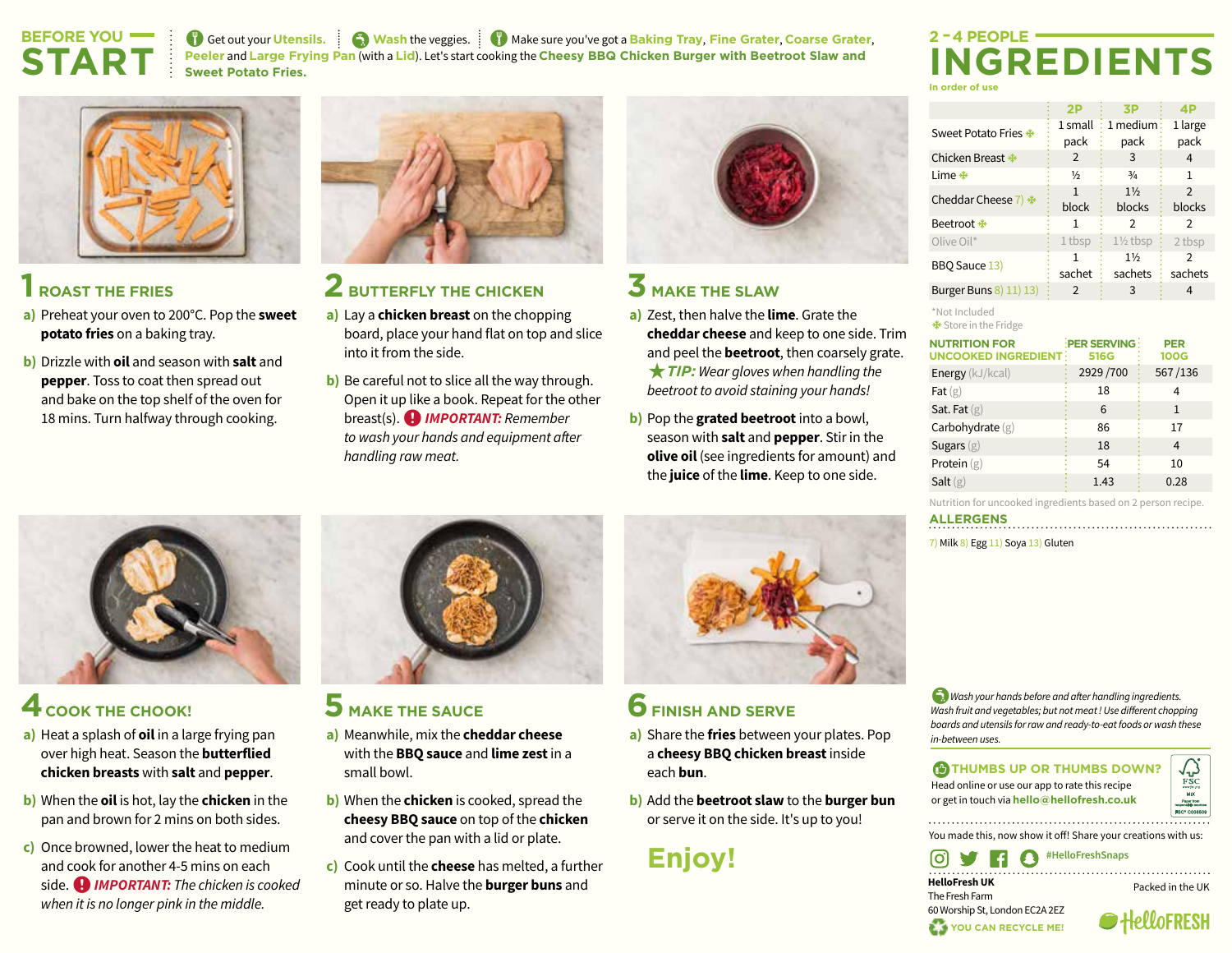# BEFORE YOU START

Get out your **Utensils**. | **Wash** the veggies. | Make sure you've got a **Baking Tray**, **Fine Grater**, **Coarse Grater**, **Peeler** and **Large Frying Pan** (with a **Lid**). Let's start cooking the **Cheesy BBQ Chicken Burger with Beetroot Slaw and Sweet Potato Fries.**

## 1 ROAST THE FRIES

a) Preheat your oven to 200°C. Pop the **sweet potato fries** on a baking tray.

b) Drizzle with **oil** and season with **salt** and **pepper**. Toss to coat then spread out and bake on the top shelf of the oven for 18 mins. Turn halfway through cooking.

## 2 BUTTERFLY THE CHICKEN

a) Lay a **chicken breast** on the chopping board, place your hand flat on top and slice into it from the side.

b) Be careful not to slice all the way through. Open it up like a book. Repeat for the other breast(s). ***IMPORTANT:*** *Remember to wash your hands and equipment after handling raw meat.*

## 3 MAKE THE SLAW

a) Zest, then halve the **lime**. Grate the **cheddar cheese** and keep to one side. Trim and peel the **beetroot**, then coarsely grate. ★ ***TIP:*** *Wear gloves when handling the beetroot to avoid staining your hands!*

b) Pop the **grated beetroot** into a bowl, season with **salt** and **pepper**. Stir in the **olive oil** (see ingredients for amount) and the **juice** of the **lime**. Keep to one side.

## 4 COOK THE CHOOK!

a) Heat a splash of **oil** in a large frying pan over high heat. Season the **butterflied chicken breasts** with **salt** and **pepper**.

b) When the **oil** is hot, lay the **chicken** in the pan and brown for 2 mins on both sides.

c) Once browned, lower the heat to medium and cook for another 4-5 mins on each side. ***IMPORTANT:*** *The chicken is cooked when it is no longer pink in the middle.*

## 5 MAKE THE SAUCE

a) Meanwhile, mix the **cheddar cheese** with the **BBQ sauce** and **lime zest** in a small bowl.

b) When the **chicken** is cooked, spread the **cheesy BBQ sauce** on top of the **chicken** and cover the pan with a lid or plate.

c) Cook until the **cheese** has melted, a further minute or so. Halve the **burger buns** and get ready to plate up.

## 6 FINISH AND SERVE

a) Share the **fries** between your plates. Pop a **cheesy BBQ chicken breast** inside each **bun**.

b) Add the **beetroot slaw** to the **burger bun** or serve it on the side. It's up to you!

**Enjoy!**

# 2-4 PEOPLE INGREDIENTS

In order of use

| | 2P | 3P | 4P |
|---|---|---|---|
| Sweet Potato Fries ✽ | 1 small pack | 1 medium pack | 1 large pack |
| Chicken Breast ✽ | 2 | 3 | 4 |
| Lime ✽ | ½ | ¾ | 1 |
| Cheddar Cheese 7) ✽ | 1 block | 1½ blocks | 2 blocks |
| Beetroot ✽ | 1 | 2 | 2 |
| Olive Oil* | 1 tbsp | 1½ tbsp | 2 tbsp |
| BBQ Sauce 13) | 1 sachet | 1½ sachets | 2 sachets |
| Burger Buns 8) 11) 13) | 2 | 3 | 4 |

*Not Included
✽ Store in the Fridge

| NUTRITION FOR UNCOOKED INGREDIENT | PER SERVING 516G | PER 100G |
|---|---|---|
| Energy (kJ/kcal) | 2929 /700 | 567 /136 |
| Fat (g) | 18 | 4 |
| Sat. Fat (g) | 6 | 1 |
| Carbohydrate (g) | 86 | 17 |
| Sugars (g) | 18 | 4 |
| Protein (g) | 54 | 10 |
| Salt (g) | 1.43 | 0.28 |

Nutrition for uncooked ingredients based on 2 person recipe.

## ALLERGENS

7) Milk 8) Egg 11) Soya 13) Gluten

*Wash your hands before and after handling ingredients. Wash fruit and vegetables; but not meat ! Use different chopping boards and utensils for raw and ready-to-eat foods or wash these in-between uses.*

## THUMBS UP OR THUMBS DOWN?

Head online or use our app to rate this recipe or get in touch via **hello@hellofresh.co.uk**

You made this, now show it off! Share your creations with us: #HelloFreshSnaps

**HelloFresh UK**
The Fresh Farm
60 Worship St, London EC2A 2EZ

Packed in the UK

YOU CAN RECYCLE ME!

HelloFRESH